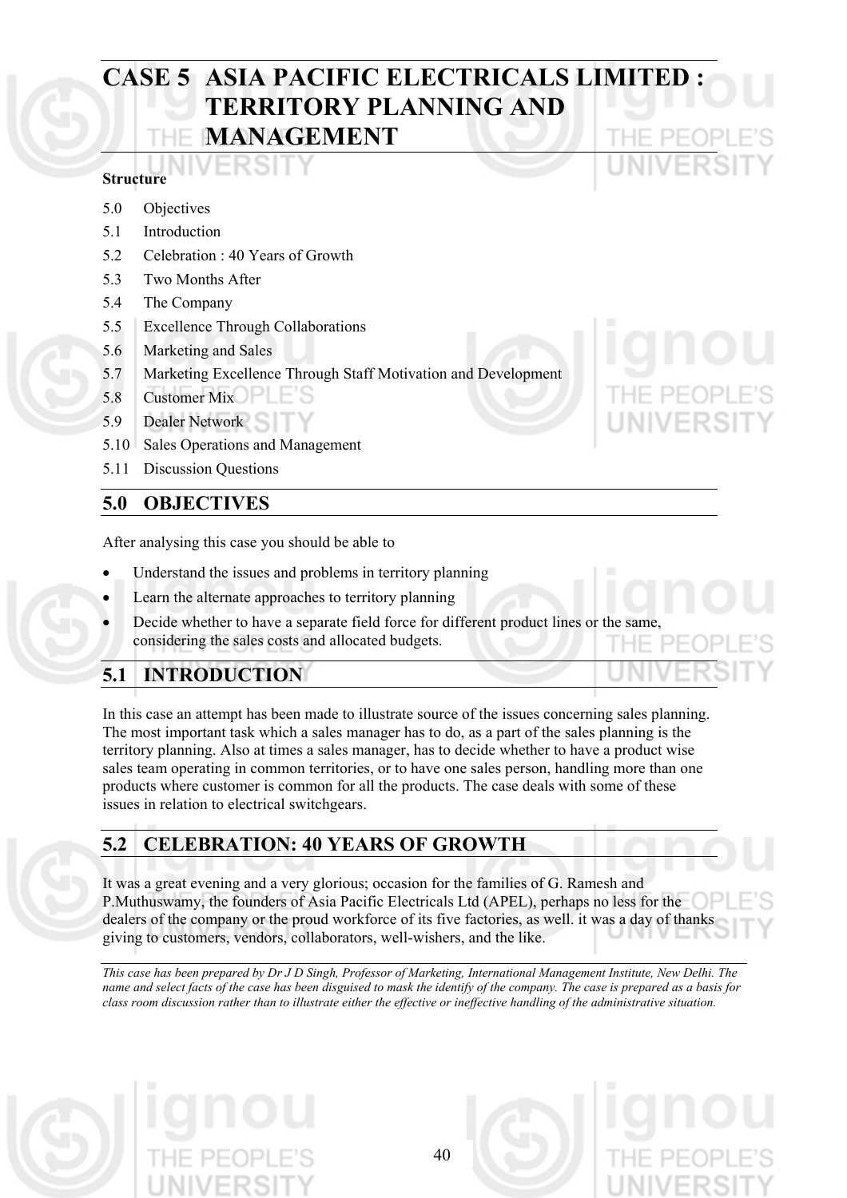# CASE 5 ASIA PACIFIC ELECTRICALS LIMITED : TERRITORY PLANNING AND MANAGEMENT

**Structure**

- 5.0 Objectives
- 5.1 Introduction
- 5.2 Celebration : 40 Years of Growth
- 5.3 Two Months After
- 5.4 The Company
- 5.5 Excellence Through Collaborations
- 5.6 Marketing and Sales
- 5.7 Marketing Excellence Through Staff Motivation and Development
- 5.8 Customer Mix
- 5.9 Dealer Network
- 5.10 Sales Operations and Management
- 5.11 Discussion Questions

## 5.0 OBJECTIVES

After analysing this case you should be able to

- Understand the issues and problems in territory planning
- Learn the alternate approaches to territory planning
- Decide whether to have a separate field force for different product lines or the same, considering the sales costs and allocated budgets.

## 5.1 INTRODUCTION

In this case an attempt has been made to illustrate source of the issues concerning sales planning. The most important task which a sales manager has to do, as a part of the sales planning is the territory planning. Also at times a sales manager, has to decide whether to have a product wise sales team operating in common territories, or to have one sales person, handling more than one products where customer is common for all the products. The case deals with some of these issues in relation to electrical switchgears.

## 5.2 CELEBRATION: 40 YEARS OF GROWTH

It was a great evening and a very glorious; occasion for the families of G. Ramesh and P.Muthuswamy, the founders of Asia Pacific Electricals Ltd (APEL), perhaps no less for the dealers of the company or the proud workforce of its five factories, as well. it was a day of thanks giving to customers, vendors, collaborators, well-wishers, and the like.

*This case has been prepared by Dr J D Singh, Professor of Marketing, International Management Institute, New Delhi. The name and select facts of the case has been disguised to mask the identify of the company. The case is prepared as a basis for class room discussion rather than to illustrate either the effective or ineffective handling of the administrative situation.*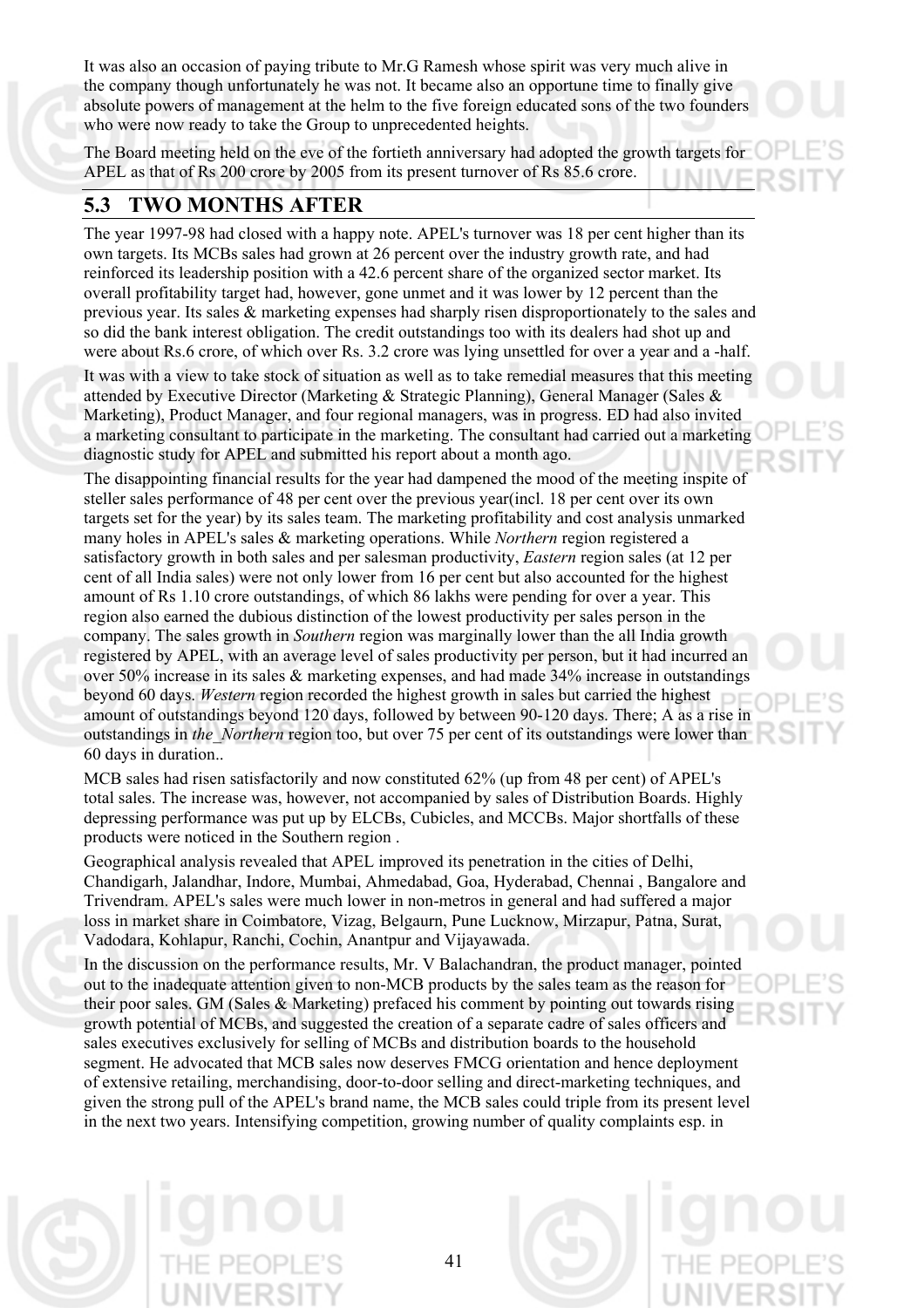It was also an occasion of paying tribute to Mr.G Ramesh whose spirit was very much alive in the company though unfortunately he was not. It became also an opportune time to finally give absolute powers of management at the helm to the five foreign educated sons of the two founders who were now ready to take the Group to unprecedented heights.

The Board meeting held on the eve of the fortieth anniversary had adopted the growth targets for APEL as that of Rs 200 crore by 2005 from its present turnover of Rs 85.6 crore.

## 5.3 TWO MONTHS AFTER

The year 1997-98 had closed with a happy note. APEL's turnover was 18 per cent higher than its own targets. Its MCBs sales had grown at 26 percent over the industry growth rate, and had reinforced its leadership position with a 42.6 percent share of the organized sector market. Its overall profitability target had, however, gone unmet and it was lower by 12 percent than the previous year. Its sales & marketing expenses had sharply risen disproportionately to the sales and so did the bank interest obligation. The credit outstandings too with its dealers had shot up and were about Rs.6 crore, of which over Rs. 3.2 crore was lying unsettled for over a year and a -half.

It was with a view to take stock of situation as well as to take remedial measures that this meeting attended by Executive Director (Marketing & Strategic Planning), General Manager (Sales & Marketing), Product Manager, and four regional managers, was in progress. ED had also invited a marketing consultant to participate in the marketing. The consultant had carried out a marketing diagnostic study for APEL and submitted his report about a month ago.

The disappointing financial results for the year had dampened the mood of the meeting inspite of steller sales performance of 48 per cent over the previous year(incl. 18 per cent over its own targets set for the year) by its sales team. The marketing profitability and cost analysis unmarked many holes in APEL's sales & marketing operations. While *Northern* region registered a satisfactory growth in both sales and per salesman productivity, *Eastern* region sales (at 12 per cent of all India sales) were not only lower from 16 per cent but also accounted for the highest amount of Rs 1.10 crore outstandings, of which 86 lakhs were pending for over a year. This region also earned the dubious distinction of the lowest productivity per sales person in the company. The sales growth in *Southern* region was marginally lower than the all India growth registered by APEL, with an average level of sales productivity per person, but it had incurred an over 50% increase in its sales & marketing expenses, and had made 34% increase in outstandings beyond 60 days. *Western* region recorded the highest growth in sales but carried the highest amount of outstandings beyond 120 days, followed by between 90-120 days. There; A as a rise in outstandings in *the_Northern* region too, but over 75 per cent of its outstandings were lower than 60 days in duration..

MCB sales had risen satisfactorily and now constituted 62% (up from 48 per cent) of APEL's total sales. The increase was, however, not accompanied by sales of Distribution Boards. Highly depressing performance was put up by ELCBs, Cubicles, and MCCBs. Major shortfalls of these products were noticed in the Southern region .

Geographical analysis revealed that APEL improved its penetration in the cities of Delhi, Chandigarh, Jalandhar, Indore, Mumbai, Ahmedabad, Goa, Hyderabad, Chennai , Bangalore and Trivendram. APEL's sales were much lower in non-metros in general and had suffered a major loss in market share in Coimbatore, Vizag, Belgaurn, Pune Lucknow, Mirzapur, Patna, Surat, Vadodara, Kohlapur, Ranchi, Cochin, Anantpur and Vijayawada.

In the discussion on the performance results, Mr. V Balachandran, the product manager, pointed out to the inadequate attention given to non-MCB products by the sales team as the reason for their poor sales. GM (Sales & Marketing) prefaced his comment by pointing out towards rising growth potential of MCBs, and suggested the creation of a separate cadre of sales officers and sales executives exclusively for selling of MCBs and distribution boards to the household segment. He advocated that MCB sales now deserves FMCG orientation and hence deployment of extensive retailing, merchandising, door-to-door selling and direct-marketing techniques, and given the strong pull of the APEL's brand name, the MCB sales could triple from its present level in the next two years. Intensifying competition, growing number of quality complaints esp. in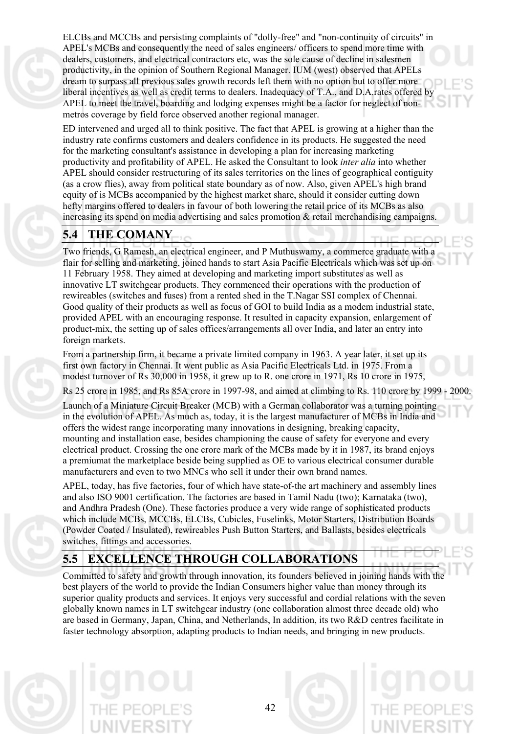ELCBs and MCCBs and persisting complaints of "dolly-free" and "non-continuity of circuits" in APEL's MCBs and consequently the need of sales engineers/ officers to spend more time with dealers, customers, and electrical contractors etc, was the sole cause of decline in salesmen productivity, in the opinion of Southern Regional Manager. IUM (west) observed that APELs dream to surpass all previous sales growth records left them with no option but to offer more liberal incentives as well as credit terms to dealers. Inadequacy of T.A., and D.A.rates offered by APEL to meet the travel, boarding and lodging expenses might be a factor for neglect of non-metros coverage by field force observed another regional manager.

ED intervened and urged all to think positive. The fact that APEL is growing at a higher than the industry rate confirms customers and dealers confidence in its products. He suggested the need for the marketing consultant's assistance in developing a plan for increasing marketing productivity and profitability of APEL. He asked the Consultant to look *inter alia* into whether APEL should consider restructuring of its sales territories on the lines of geographical contiguity (as a crow flies), away from political state boundary as of now. Also, given APEL's high brand equity of is MCBs accompanied by the highest market share, should it consider cutting down hefty margins offered to dealers in favour of both lowering the retail price of its MCBs as also increasing its spend on media advertising and sales promotion & retail merchandising campaigns.

## 5.4 THE COMANY

Two friends, G Ramesh, an electrical engineer, and P Muthuswamy, a commerce graduate with a flair for selling and marketing, joined hands to start Asia Pacific Electricals which was set up on 11 February 1958. They aimed at developing and marketing import substitutes as well as innovative LT switchgear products. They cornmenced their operations with the production of rewireables (switches and fuses) from a rented shed in the T.Nagar SSI complex of Chennai. Good quality of their products as well as focus of GOI to build India as a modem industrial state, provided APEL with an encouraging response. It resulted in capacity expansion, enlargement of product-mix, the setting up of sales offices/arrangements all over India, and later an entry into foreign markets.

From a partnership firm, it became a private limited company in 1963. A year later, it set up its first own factory in Chennai. It went public as Asia Pacific Electricals Ltd. in 1975. From a modest turnover of Rs 30,000 in 1958, it grew up to R. one crore in 1971, Rs 10 crore in 1975,

Rs 25 crore in 1985, and Rs 85A crore in 1997-98, and aimed at climbing to Rs. 110 crore by 1999 - 2000.

Launch of a Miniature Circuit Breaker (MCB) with a German collaborator was a turning pointing in the evolution of APEL. As much as, today, it is the largest manufacturer of MCBs in India and offers the widest range incorporating many innovations in designing, breaking capacity, mounting and installation ease, besides championing the cause of safety for everyone and every electrical product. Crossing the one crore mark of the MCBs made by it in 1987, its brand enjoys a premiumat the marketplace beside being supplied as OE to various electrical consumer durable manufacturers and even to two MNCs who sell it under their own brand names.

APEL, today, has five factories, four of which have state-of-the art machinery and assembly lines and also ISO 9001 certification. The factories are based in Tamil Nadu (two); Karnataka (two), and Andhra Pradesh (One). These factories produce a very wide range of sophisticated products which include MCBs, MCCBs, ELCBs, Cubicles, Fuselinks, Motor Starters, Distribution Boards (Powder Coated / Insulated), rewireables Push Button Starters, and Ballasts, besides electricals switches, fittings and accessories.

## 5.5 EXCELLENCE THROUGH COLLABORATIONS

Committed to safety and growth through innovation, its founders believed in joining hands with the best players of the world to provide the Indian Consumers higher value than money through its superior quality products and services. It enjoys very successful and cordial relations with the seven globally known names in LT switchgear industry (one collaboration almost three decade old) who are based in Germany, Japan, China, and Netherlands, In addition, its two R&D centres facilitate in faster technology absorption, adapting products to Indian needs, and bringing in new products.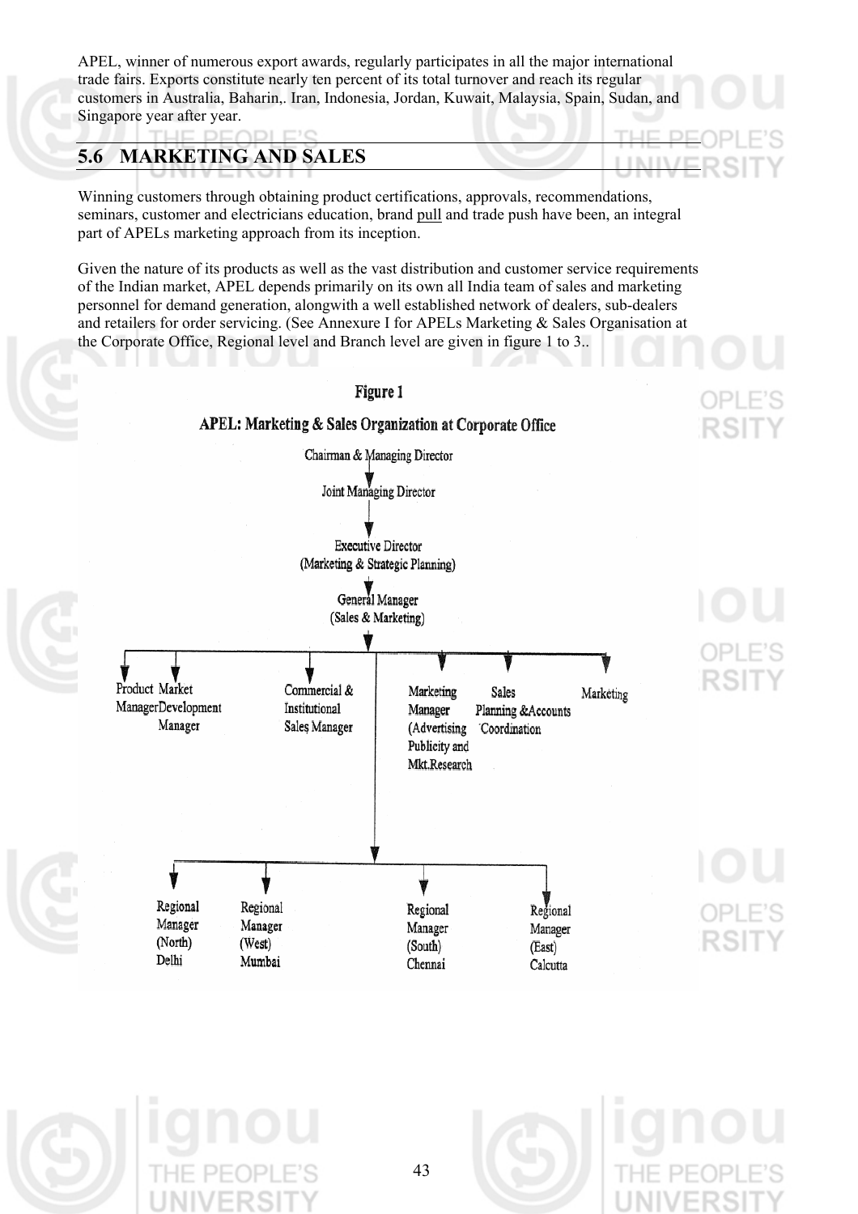APEL, winner of numerous export awards, regularly participates in all the major international trade fairs. Exports constitute nearly ten percent of its total turnover and reach its regular customers in Australia, Baharin,. Iran, Indonesia, Jordan, Kuwait, Malaysia, Spain, Sudan, and Singapore year after year.

## 5.6 MARKETING AND SALES

Winning customers through obtaining product certifications, approvals, recommendations, seminars, customer and electricians education, brand pull and trade push have been, an integral part of APELs marketing approach from its inception.

Given the nature of its products as well as the vast distribution and customer service requirements of the Indian market, APEL depends primarily on its own all India team of sales and marketing personnel for demand generation, alongwith a well established network of dealers, sub-dealers and retailers for order servicing. (See Annexure I for APELs Marketing & Sales Organisation at the Corporate Office, Regional level and Branch level are given in figure 1 to 3..

**Figure 1**

**APEL: Marketing & Sales Organization at Corporate Office**

Chairman & Managing Director

↓

Joint Managing Director

↓

Executive Director (Marketing & Strategic Planning)

↓

General Manager (Sales & Marketing)

↓

- Product Manager
- Market Development Manager
- Commercial & Institutional Sales Manager
- Marketing Manager (Advertising Publicity and Mkt.Research
- Sales Planning &Accounts Coordination
- Marketing

↓

- Regional Manager (North) Delhi
- Regional Manager (West) Mumbai
- Regional Manager (South) Chennai
- Regional Manager (East) Calcutta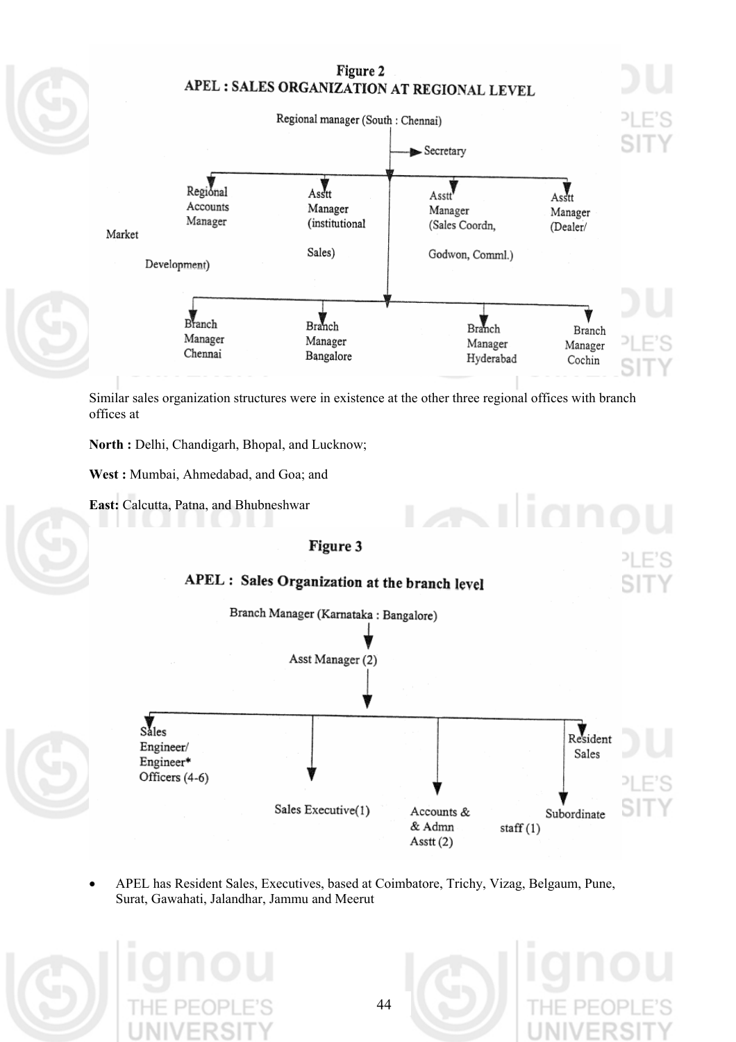**Figure 2**

**APEL : SALES ORGANIZATION AT REGIONAL LEVEL**

Regional manager (South : Chennai)

→ Secretary

Regional Accounts Manager

Asstt Manager (institutional Sales)

Asstt Manager (Sales Coordn, Godwon, Comml.)

Asstt Manager (Dealer/ Market Development)

Branch Manager Chennai

Branch Manager Bangalore

Branch Manager Hyderabad

Branch Manager Cochin

Similar sales organization structures were in existence at the other three regional offices with branch offices at

**North :** Delhi, Chandigarh, Bhopal, and Lucknow;

**West :** Mumbai, Ahmedabad, and Goa; and

**East:** Calcutta, Patna, and Bhubneshwar

**Figure 3**

**APEL : Sales Organization at the branch level**

Branch Manager (Karnataka : Bangalore)

Asst Manager (2)

Sales Engineer/ Engineer* Officers (4-6)

Sales Executive(1)

Accounts & & Admn Asstt (2)

Resident Sales

Subordinate staff (1)

- APEL has Resident Sales, Executives, based at Coimbatore, Trichy, Vizag, Belgaum, Pune, Surat, Gawahati, Jalandhar, Jammu and Meerut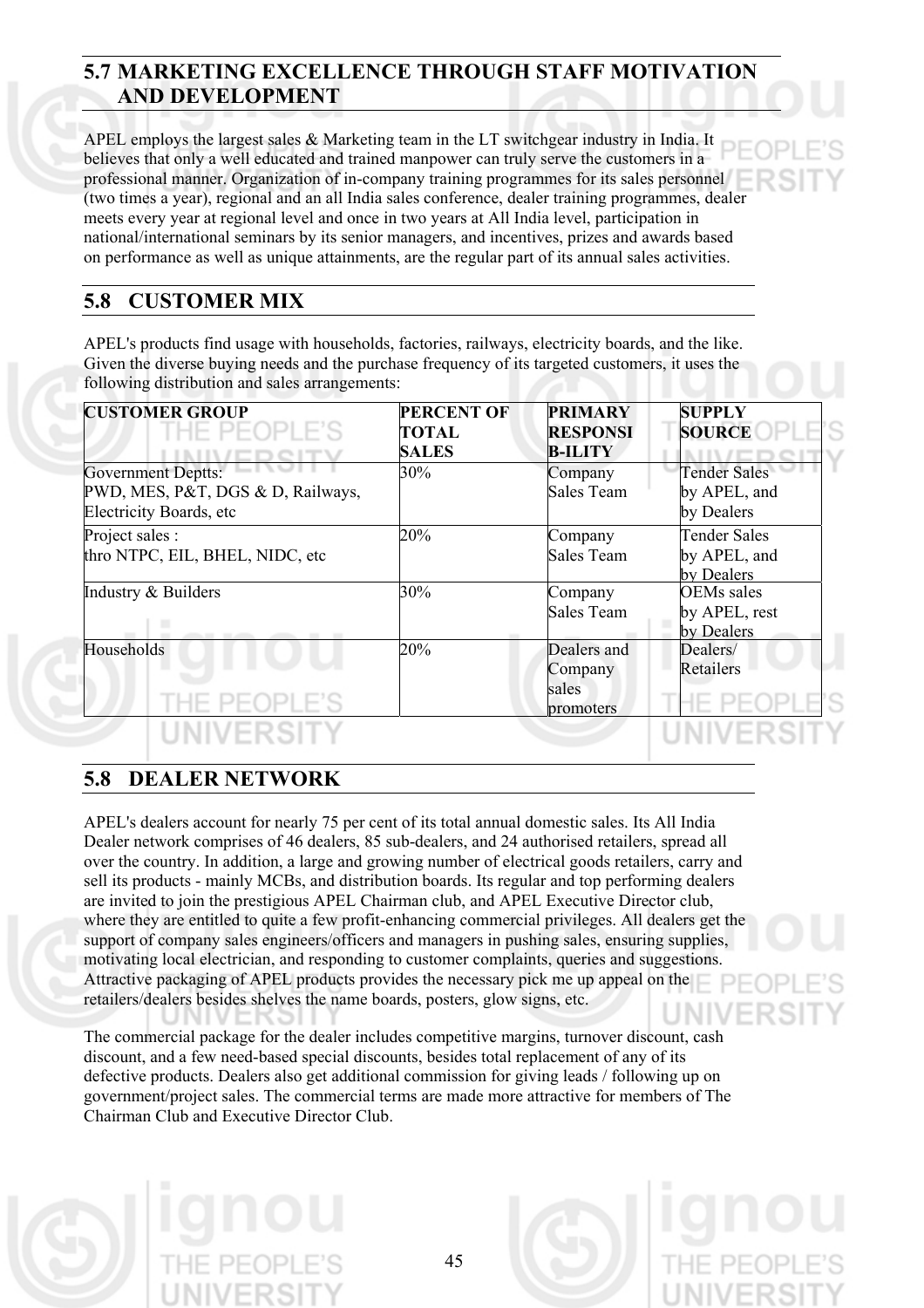## 5.7 MARKETING EXCELLENCE THROUGH STAFF MOTIVATION AND DEVELOPMENT

APEL employs the largest sales & Marketing team in the LT switchgear industry in India. It believes that only a well educated and trained manpower can truly serve the customers in a professional manner. Organization of in-company training programmes for its sales personnel (two times a year), regional and an all India sales conference, dealer training programmes, dealer meets every year at regional level and once in two years at All India level, participation in national/international seminars by its senior managers, and incentives, prizes and awards based on performance as well as unique attainments, are the regular part of its annual sales activities.

## 5.8 CUSTOMER MIX

APEL's products find usage with households, factories, railways, electricity boards, and the like. Given the diverse buying needs and the purchase frequency of its targeted customers, it uses the following distribution and sales arrangements:

| CUSTOMER GROUP | PERCENT OF TOTAL SALES | PRIMARY RESPONSI B-ILITY | SUPPLY SOURCE |
|---|---|---|---|
| Government Deptts: PWD, MES, P&T, DGS & D, Railways, Electricity Boards, etc | 30% | Company Sales Team | Tender Sales by APEL, and by Dealers |
| Project sales : thro NTPC, EIL, BHEL, NIDC, etc | 20% | Company Sales Team | Tender Sales by APEL, and by Dealers |
| Industry & Builders | 30% | Company Sales Team | OEMs sales by APEL, rest by Dealers |
| Households | 20% | Dealers and Company sales promoters | Dealers/ Retailers |

## 5.8 DEALER NETWORK

APEL's dealers account for nearly 75 per cent of its total annual domestic sales. Its All India Dealer network comprises of 46 dealers, 85 sub-dealers, and 24 authorised retailers, spread all over the country. In addition, a large and growing number of electrical goods retailers, carry and sell its products - mainly MCBs, and distribution boards. Its regular and top performing dealers are invited to join the prestigious APEL Chairman club, and APEL Executive Director club, where they are entitled to quite a few profit-enhancing commercial privileges. All dealers get the support of company sales engineers/officers and managers in pushing sales, ensuring supplies, motivating local electrician, and responding to customer complaints, queries and suggestions. Attractive packaging of APEL products provides the necessary pick me up appeal on the retailers/dealers besides shelves the name boards, posters, glow signs, etc.

The commercial package for the dealer includes competitive margins, turnover discount, cash discount, and a few need-based special discounts, besides total replacement of any of its defective products. Dealers also get additional commission for giving leads / following up on government/project sales. The commercial terms are made more attractive for members of The Chairman Club and Executive Director Club.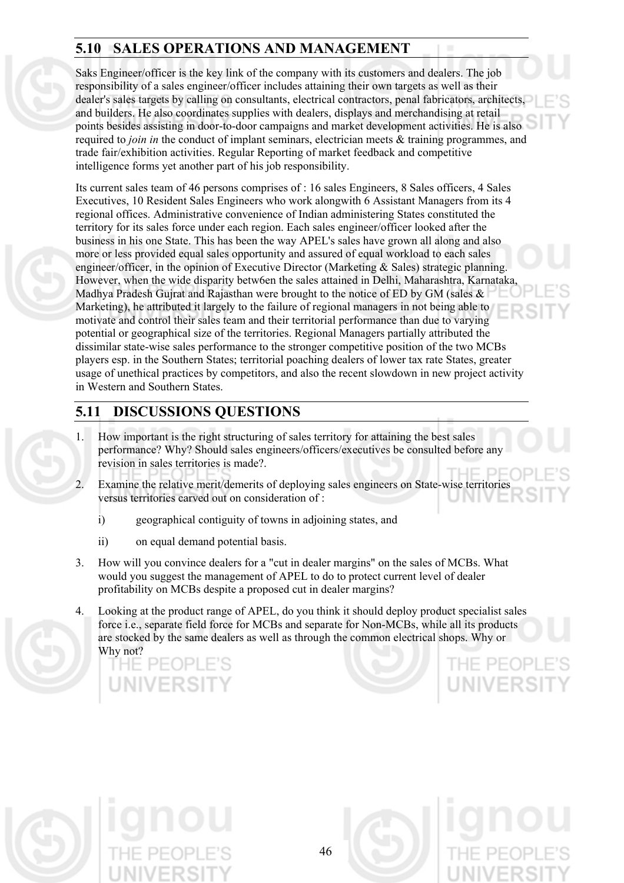## 5.10 SALES OPERATIONS AND MANAGEMENT

Saks Engineer/officer is the key link of the company with its customers and dealers. The job responsibility of a sales engineer/officer includes attaining their own targets as well as their dealer's sales targets by calling on consultants, electrical contractors, penal fabricators, architects, and builders. He also coordinates supplies with dealers, displays and merchandising at retail points besides assisting in door-to-door campaigns and market development activities. He is also required to *join in* the conduct of implant seminars, electrician meets & training programmes, and trade fair/exhibition activities. Regular Reporting of market feedback and competitive intelligence forms yet another part of his job responsibility.

Its current sales team of 46 persons comprises of : 16 sales Engineers, 8 Sales officers, 4 Sales Executives, 10 Resident Sales Engineers who work alongwith 6 Assistant Managers from its 4 regional offices. Administrative convenience of Indian administering States constituted the territory for its sales force under each region. Each sales engineer/officer looked after the business in his one State. This has been the way APEL's sales have grown all along and also more or less provided equal sales opportunity and assured of equal workload to each sales engineer/officer, in the opinion of Executive Director (Marketing & Sales) strategic planning. However, when the wide disparity betw6en the sales attained in Delhi, Maharashtra, Karnataka, Madhya Pradesh Gujrat and Rajasthan were brought to the notice of ED by GM (sales & Marketing), he attributed it largely to the failure of regional managers in not being able to motivate and control their sales team and their territorial performance than due to varying potential or geographical size of the territories. Regional Managers partially attributed the dissimilar state-wise sales performance to the stronger competitive position of the two MCBs players esp. in the Southern States; territorial poaching dealers of lower tax rate States, greater usage of unethical practices by competitors, and also the recent slowdown in new project activity in Western and Southern States.

## 5.11 DISCUSSIONS QUESTIONS

1. How important is the right structuring of sales territory for attaining the best sales performance? Why? Should sales engineers/officers/executives be consulted before any revision in sales territories is made?.

2. Examine the relative merit/demerits of deploying sales engineers on State-wise territories versus territories carved out on consideration of :

   i) geographical contiguity of towns in adjoining states, and

   ii) on equal demand potential basis.

3. How will you convince dealers for a "cut in dealer margins" on the sales of MCBs. What would you suggest the management of APEL to do to protect current level of dealer profitability on MCBs despite a proposed cut in dealer margins?

4. Looking at the product range of APEL, do you think it should deploy product specialist sales force i.e., separate field force for MCBs and separate for Non-MCBs, while all its products are stocked by the same dealers as well as through the common electrical shops. Why or Why not?